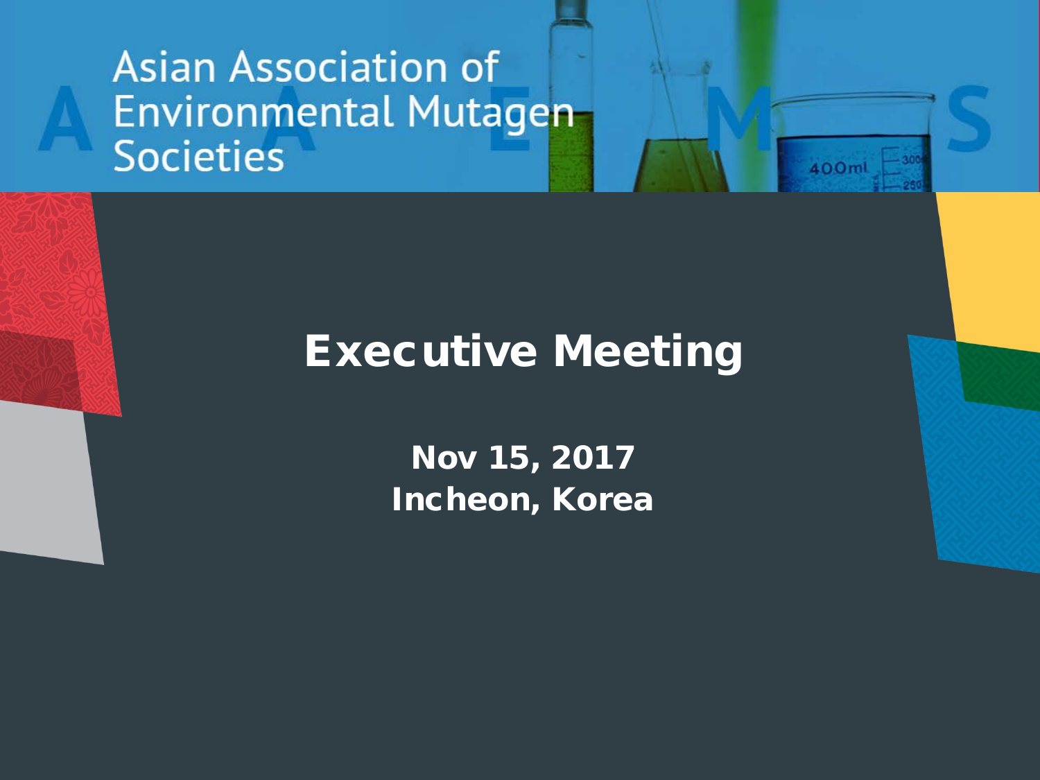Asian Association of Environmental Mutagen Societies

# Executive Meeting

**Nov 15, 2017**
**Incheon, Korea**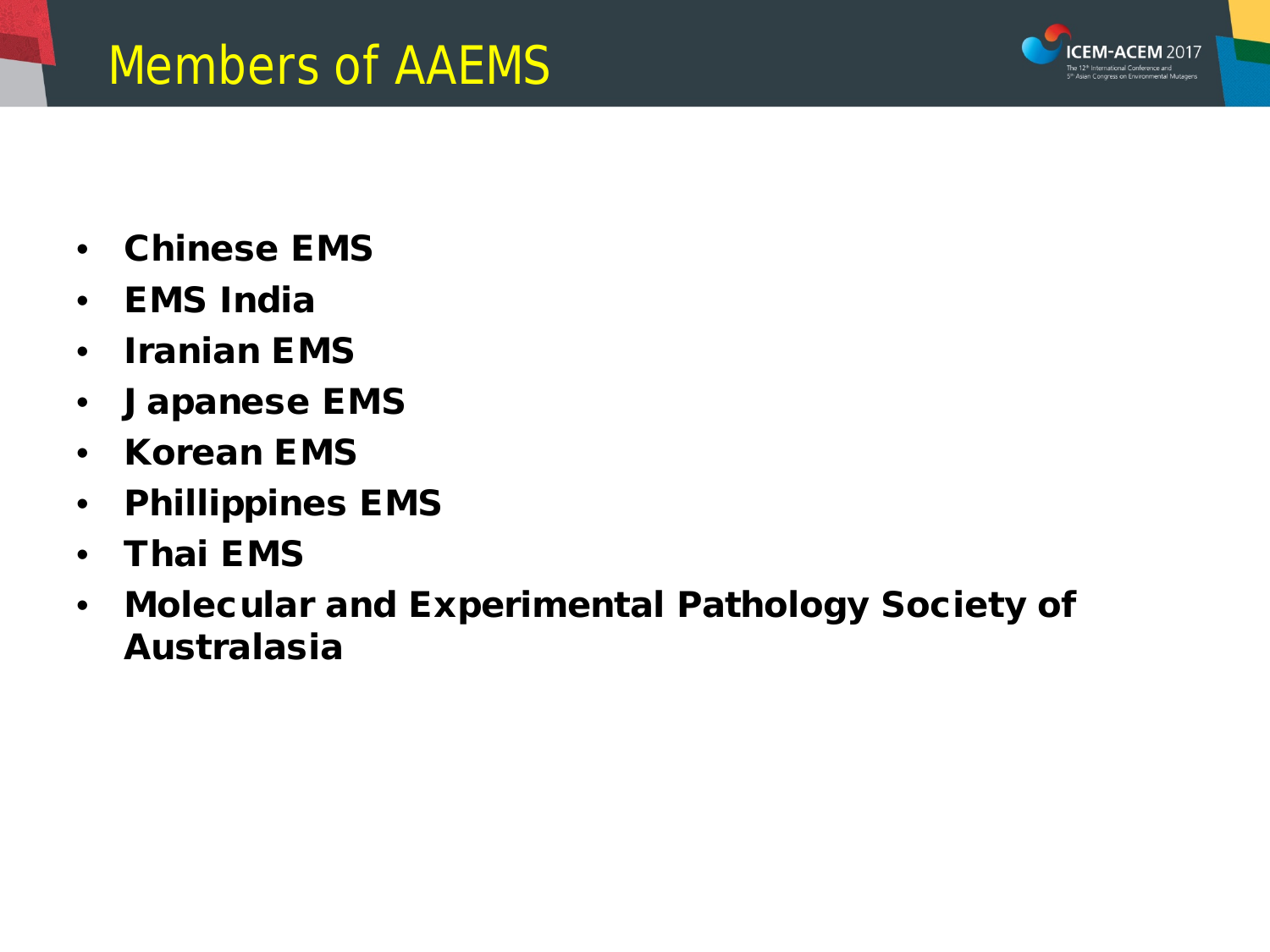# Members of AAEMS

- **Chinese EMS**
- **EMS India**
- **Iranian EMS**
- **Japanese EMS**
- **Korean EMS**
- **Phillippines EMS**
- **Thai EMS**
- **Molecular and Experimental Pathology Society of Australasia**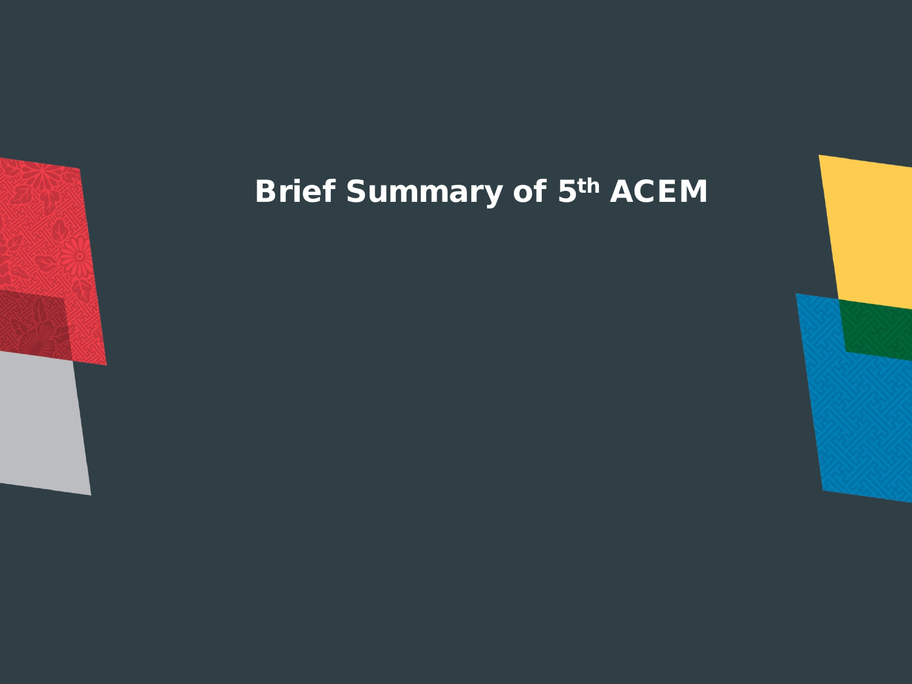# Brief Summary of 5th ACEM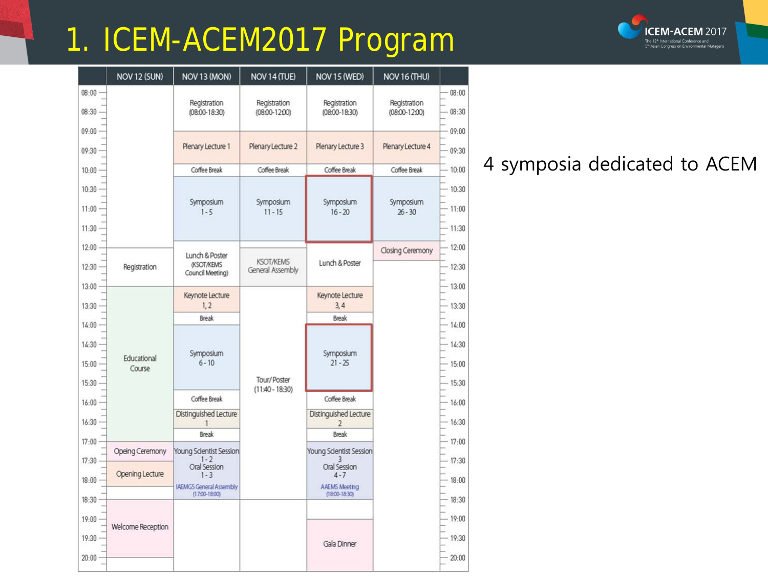# 1. ICEM-ACEM2017 Program

| Time | NOV 12 (SUN) | NOV 13 (MON) | NOV 14 (TUE) | NOV 15 (WED) | NOV 16 (THU) |
|---|---|---|---|---|---|
| 08:00–09:00 | | Registration (08:00-18:30) | Registration (08:00-12:00) | Registration (08:00-18:30) | Registration (08:00-12:00) |
| 09:00–09:50 | | Plenary Lecture 1 | Plenary Lecture 2 | Plenary Lecture 3 | Plenary Lecture 4 |
| 09:50–10:10 | | Coffee Break | Coffee Break | Coffee Break | Coffee Break |
| 10:10–11:50 | | Symposium 1 - 5 | Symposium 11 - 15 | Symposium 16 - 20 | Symposium 26 - 30 |
| 11:50–12:30 | | | | | Closing Ceremony |
| 12:00–13:00 | Registration | Lunch & Poster (KSOT/KEMS Council Meeting) | KSOT/KEMS General Assembly | Lunch & Poster | |
| 13:00–13:40 | Educational Course | Keynote Lecture 1, 2 | Tour/Poster (11:40 - 18:30) | Keynote Lecture 3, 4 | |
| 13:40–14:00 | | Break | | Break | |
| 14:00–15:40 | | Symposium 6 - 10 | | Symposium 21 - 25 | |
| 15:40–16:10 | | Coffee Break | | Coffee Break | |
| 16:10–16:40 | | Distinguished Lecture 1 | | Distinguished Lecture 2 | |
| 16:40–17:00 | | Break | | Break | |
| 17:00–17:30 | Opeing Ceremony | Young Scientist Session 1 - 2; Oral Session 1 - 3; IAEMGS General Assembly (17:00-18:00) | | Young Scientist Session 3; Oral Session 4 - 7; AAEMS Meeting (18:00-18:30) | |
| 17:30–18:10 | Opening Lecture | | | | |
| 18:30–20:00 | Welcome Reception | | | Gala Dinner | |

4 symposia dedicated to ACEM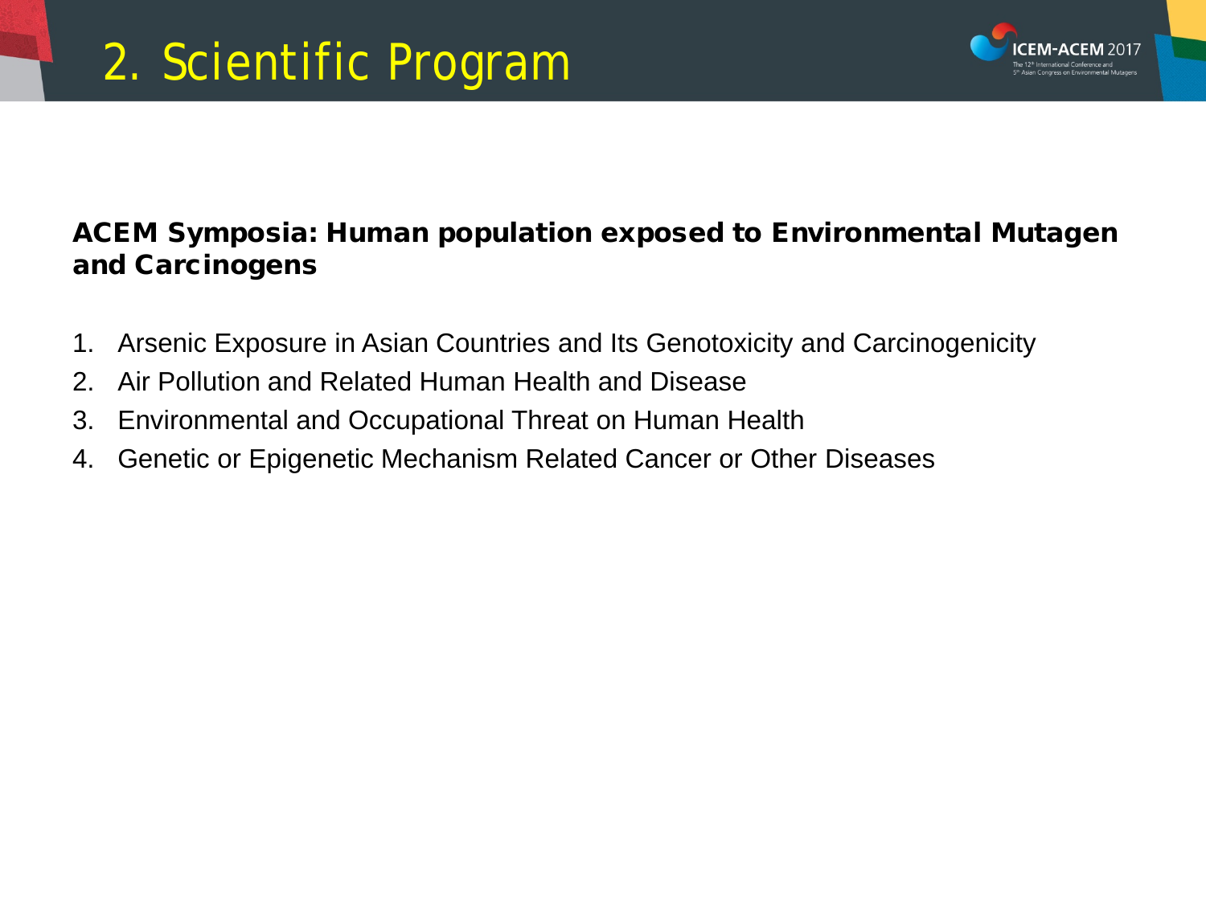# 2. Scientific Program

**ACEM Symposia: Human population exposed to Environmental Mutagen and Carcinogens**

1. Arsenic Exposure in Asian Countries and Its Genotoxicity and Carcinogenicity
2. Air Pollution and Related Human Health and Disease
3. Environmental and Occupational Threat on Human Health
4. Genetic or Epigenetic Mechanism Related Cancer or Other Diseases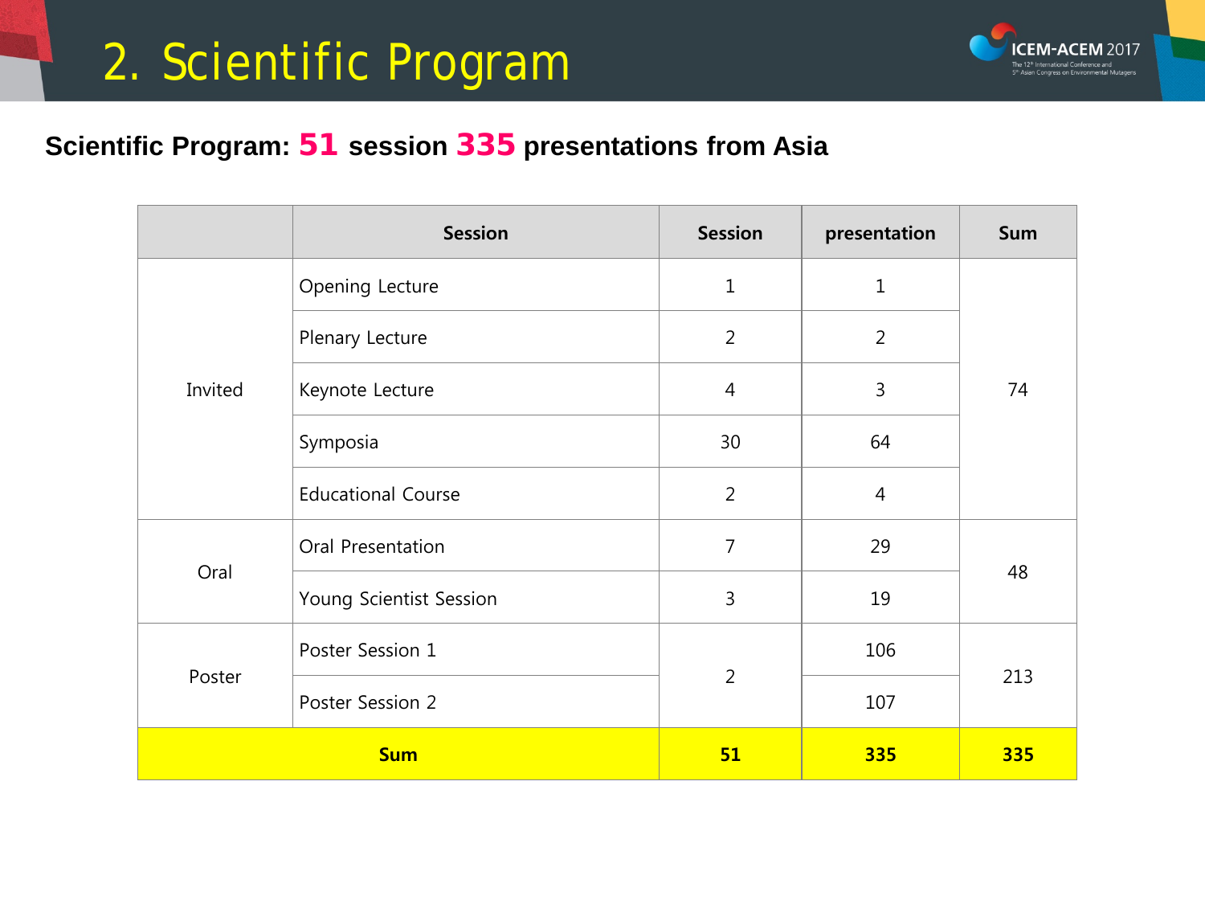# 2. Scientific Program

**Scientific Program: 51 session 335 presentations from Asia**

| | Session | Session | presentation | Sum |
|---|---|---|---|---|
| Invited | Opening Lecture | 1 | 1 | 74 |
| | Plenary Lecture | 2 | 2 | |
| | Keynote Lecture | 4 | 3 | |
| | Symposia | 30 | 64 | |
| | Educational Course | 2 | 4 | |
| Oral | Oral Presentation | 7 | 29 | 48 |
| | Young Scientist Session | 3 | 19 | |
| Poster | Poster Session 1 | 2 | 106 | 213 |
| | Poster Session 2 | | 107 | |
| **Sum** | | **51** | **335** | **335** |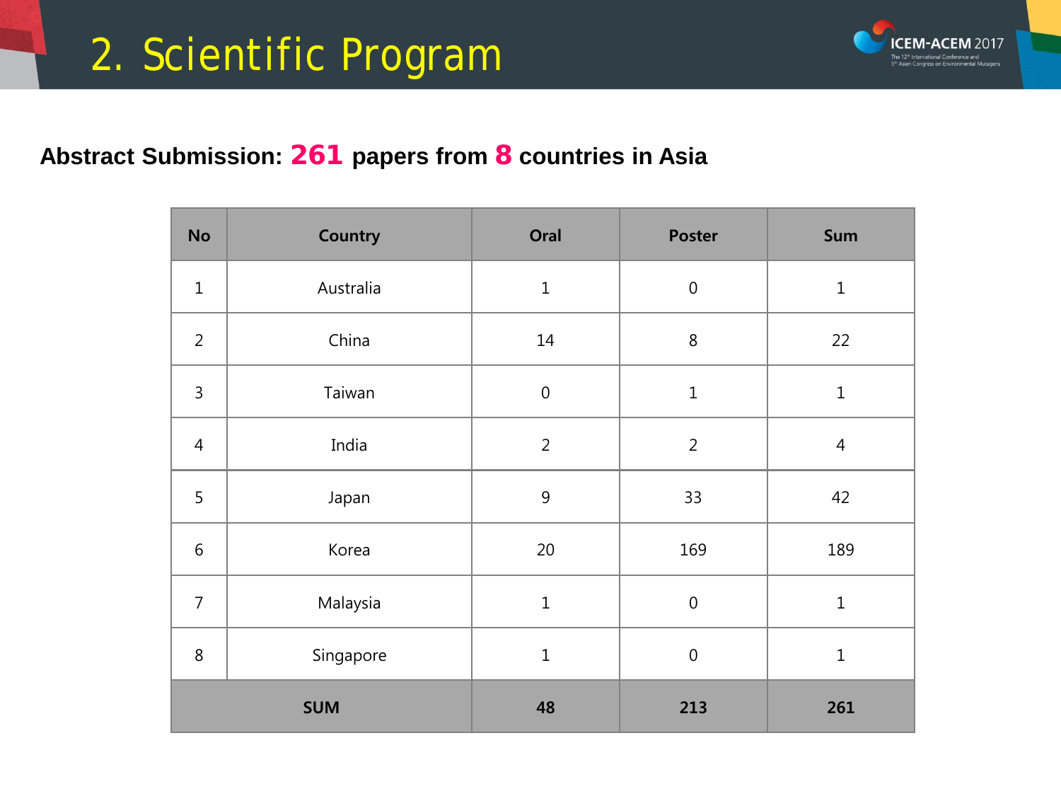# 2. Scientific Program

**Abstract Submission: 261 papers from 8 countries in Asia**

| No | Country | Oral | Poster | Sum |
|---|---|---|---|---|
| 1 | Australia | 1 | 0 | 1 |
| 2 | China | 14 | 8 | 22 |
| 3 | Taiwan | 0 | 1 | 1 |
| 4 | India | 2 | 2 | 4 |
| 5 | Japan | 9 | 33 | 42 |
| 6 | Korea | 20 | 169 | 189 |
| 7 | Malaysia | 1 | 0 | 1 |
| 8 | Singapore | 1 | 0 | 1 |
| **SUM** | | **48** | **213** | **261** |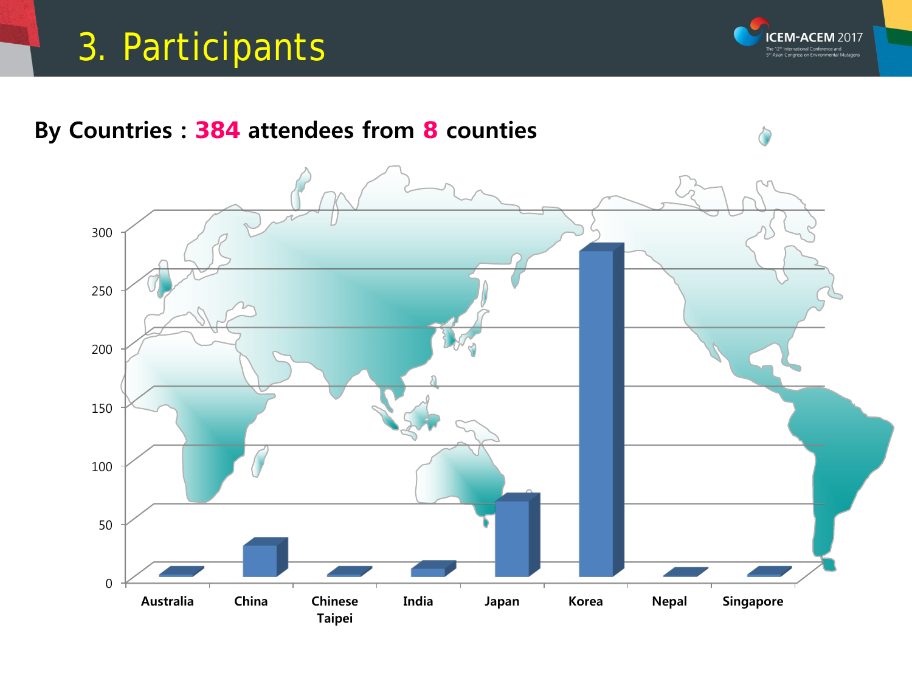# 3. Participants

**By Countries : 384 attendees from 8 counties**

300
250
200
150
100
50
0

Australia
China
Chinese Taipei
India
Japan
Korea
Nepal
Singapore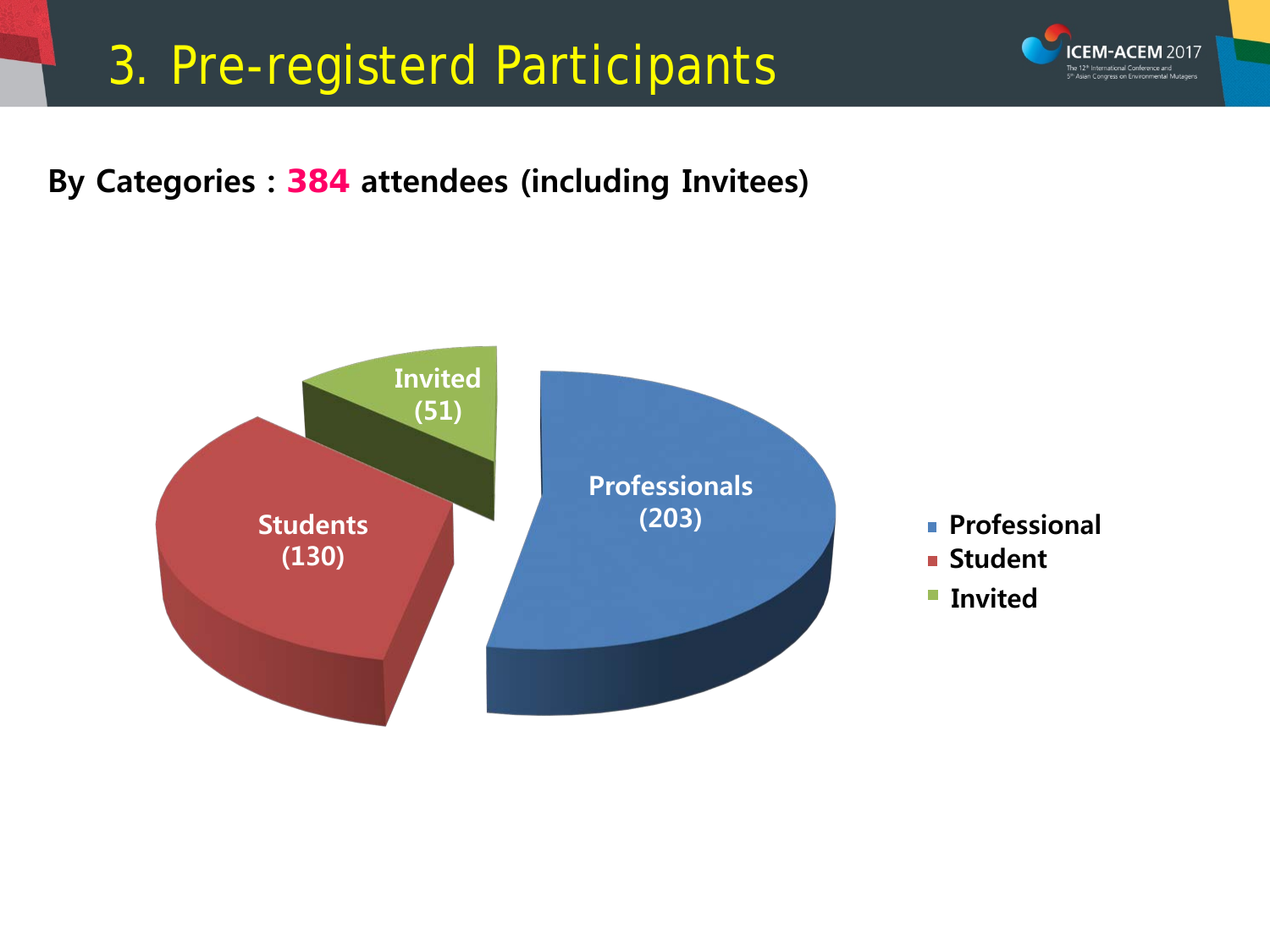# 3. Pre-registerd Participants

**By Categories : 384 attendees (including Invitees)**

Invited
(51)

Students
(130)

Professionals
(203)

Professional
Student
Invited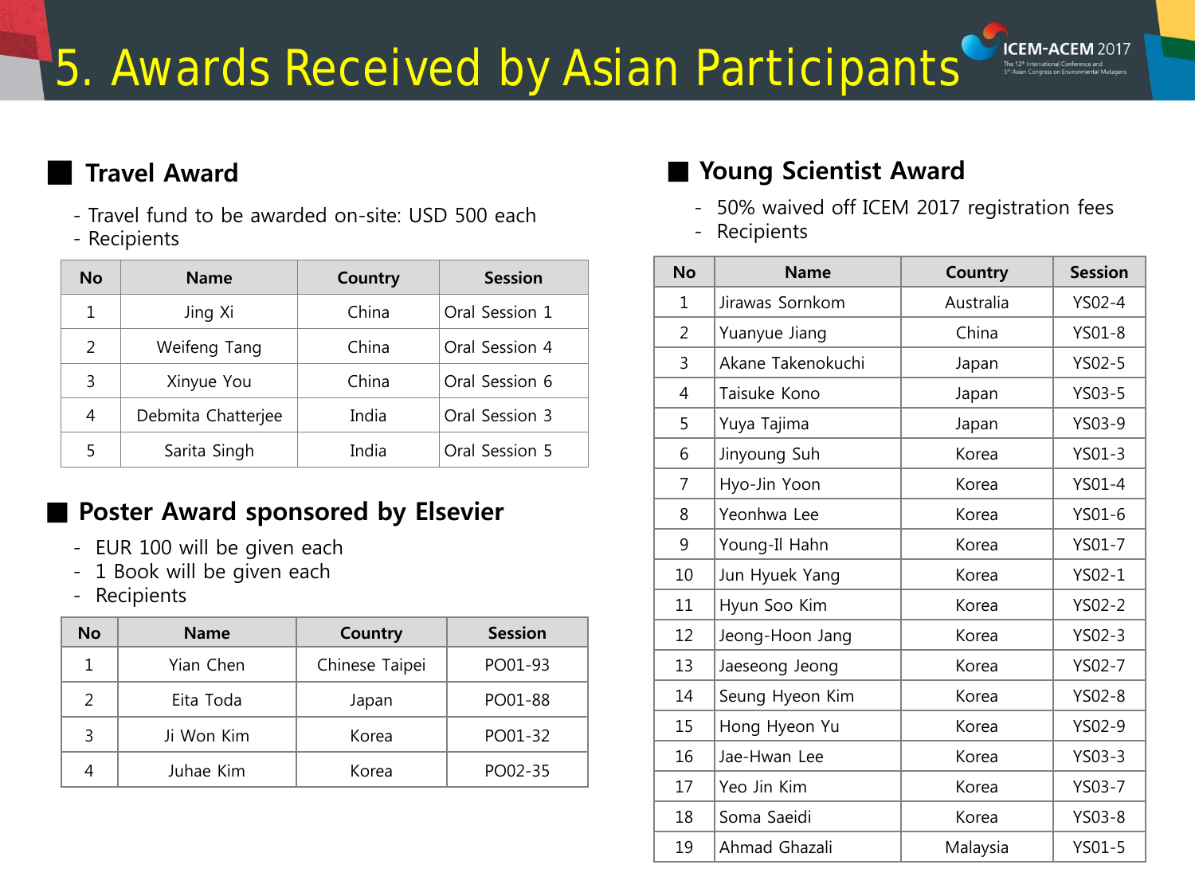# 5. Awards Received by Asian Participants

## ■ Travel Award

- Travel fund to be awarded on-site: USD 500 each
- Recipients

| No | Name | Country | Session |
|---|---|---|---|
| 1 | Jing Xi | China | Oral Session 1 |
| 2 | Weifeng Tang | China | Oral Session 4 |
| 3 | Xinyue You | China | Oral Session 6 |
| 4 | Debmita Chatterjee | India | Oral Session 3 |
| 5 | Sarita Singh | India | Oral Session 5 |

## ■ Poster Award sponsored by Elsevier

- EUR 100 will be given each
- 1 Book will be given each
- Recipients

| No | Name | Country | Session |
|---|---|---|---|
| 1 | Yian Chen | Chinese Taipei | PO01-93 |
| 2 | Eita Toda | Japan | PO01-88 |
| 3 | Ji Won Kim | Korea | PO01-32 |
| 4 | Juhae Kim | Korea | PO02-35 |

## ■ Young Scientist Award

- 50% waived off ICEM 2017 registration fees
- Recipients

| No | Name | Country | Session |
|---|---|---|---|
| 1 | Jirawas Sornkom | Australia | YS02-4 |
| 2 | Yuanyue Jiang | China | YS01-8 |
| 3 | Akane Takenokuchi | Japan | YS02-5 |
| 4 | Taisuke Kono | Japan | YS03-5 |
| 5 | Yuya Tajima | Japan | YS03-9 |
| 6 | Jinyoung Suh | Korea | YS01-3 |
| 7 | Hyo-Jin Yoon | Korea | YS01-4 |
| 8 | Yeonhwa Lee | Korea | YS01-6 |
| 9 | Young-Il Hahn | Korea | YS01-7 |
| 10 | Jun Hyuek Yang | Korea | YS02-1 |
| 11 | Hyun Soo Kim | Korea | YS02-2 |
| 12 | Jeong-Hoon Jang | Korea | YS02-3 |
| 13 | Jaeseong Jeong | Korea | YS02-7 |
| 14 | Seung Hyeon Kim | Korea | YS02-8 |
| 15 | Hong Hyeon Yu | Korea | YS02-9 |
| 16 | Jae-Hwan Lee | Korea | YS03-3 |
| 17 | Yeo Jin Kim | Korea | YS03-7 |
| 18 | Soma Saeidi | Korea | YS03-8 |
| 19 | Ahmad Ghazali | Malaysia | YS01-5 |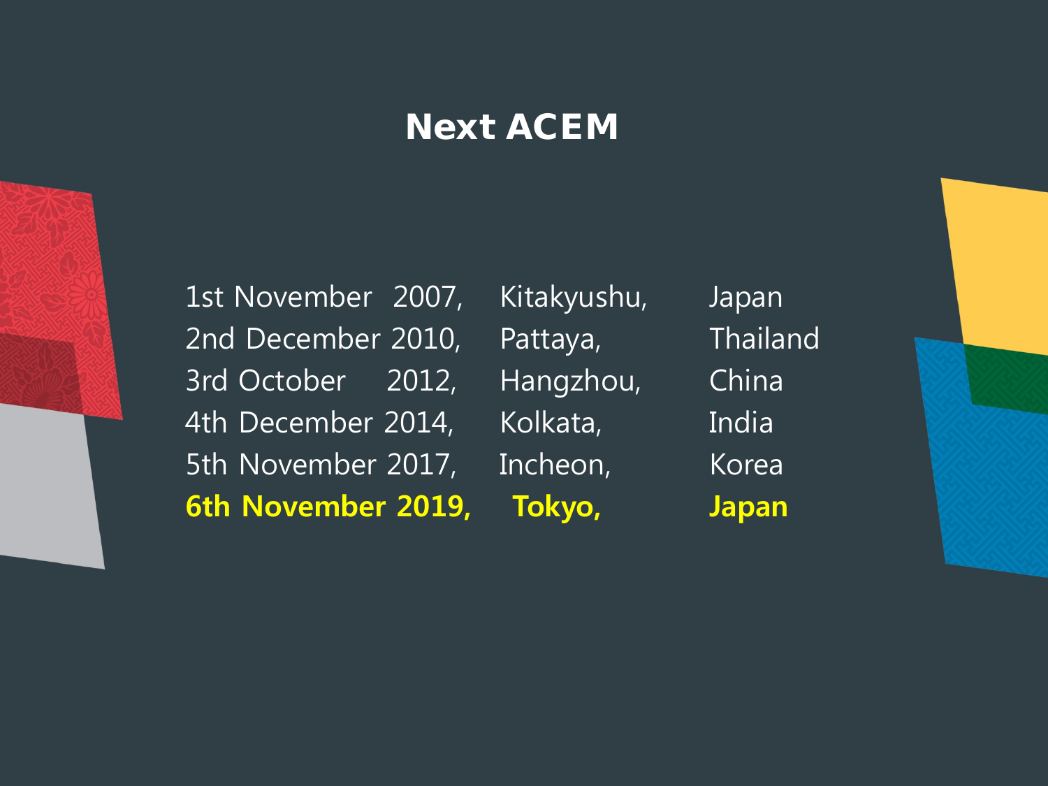# Next ACEM

| | | |
|---|---|---|
| 1st November 2007, | Kitakyushu, | Japan |
| 2nd December 2010, | Pattaya, | Thailand |
| 3rd October 2012, | Hangzhou, | China |
| 4th December 2014, | Kolkata, | India |
| 5th November 2017, | Incheon, | Korea |
| **6th November 2019,** | **Tokyo,** | **Japan** |